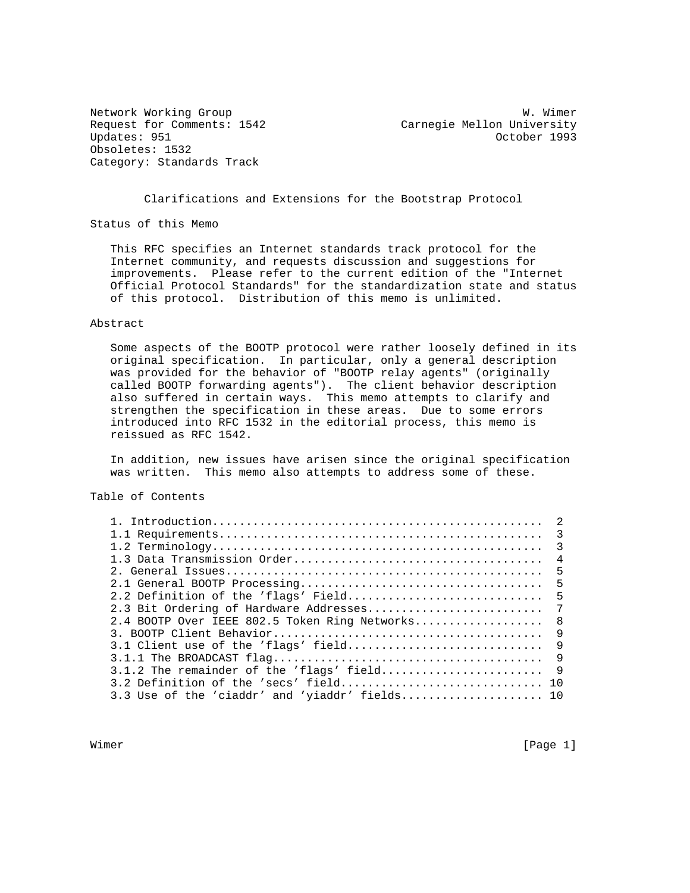Network Working Group W. Wimer
Request for Comments: 1542 Carnegie Mellon University
Updates: 951 October 1993
Obsoletes: 1532
Category: Standards Track

# Clarifications and Extensions for the Bootstrap Protocol

## Status of this Memo

This RFC specifies an Internet standards track protocol for the Internet community, and requests discussion and suggestions for improvements. Please refer to the current edition of the "Internet Official Protocol Standards" for the standardization state and status of this protocol. Distribution of this memo is unlimited.

## Abstract

Some aspects of the BOOTP protocol were rather loosely defined in its original specification. In particular, only a general description was provided for the behavior of "BOOTP relay agents" (originally called BOOTP forwarding agents"). The client behavior description also suffered in certain ways. This memo attempts to clarify and strengthen the specification in these areas. Due to some errors introduced into RFC 1532 in the editorial process, this memo is reissued as RFC 1542.

In addition, new issues have arisen since the original specification was written. This memo also attempts to address some of these.

## Table of Contents

```
1. Introduction................................................  2
1.1 Requirements...............................................  3
1.2 Terminology................................................  3
1.3 Data Transmission Order....................................  4
2. General Issues..............................................  5
2.1 General BOOTP Processing...................................  5
2.2 Definition of the 'flags' Field............................  5
2.3 Bit Ordering of Hardware Addresses.........................  7
2.4 BOOTP Over IEEE 802.5 Token Ring Networks..................  8
3. BOOTP Client Behavior.......................................  9
3.1 Client use of the 'flags' field............................  9
3.1.1 The BROADCAST flag.......................................  9
3.1.2 The remainder of the 'flags' field.......................  9
3.2 Definition of the 'secs' field............................. 10
3.3 Use of the 'ciaddr' and 'yiaddr' fields.................... 10
```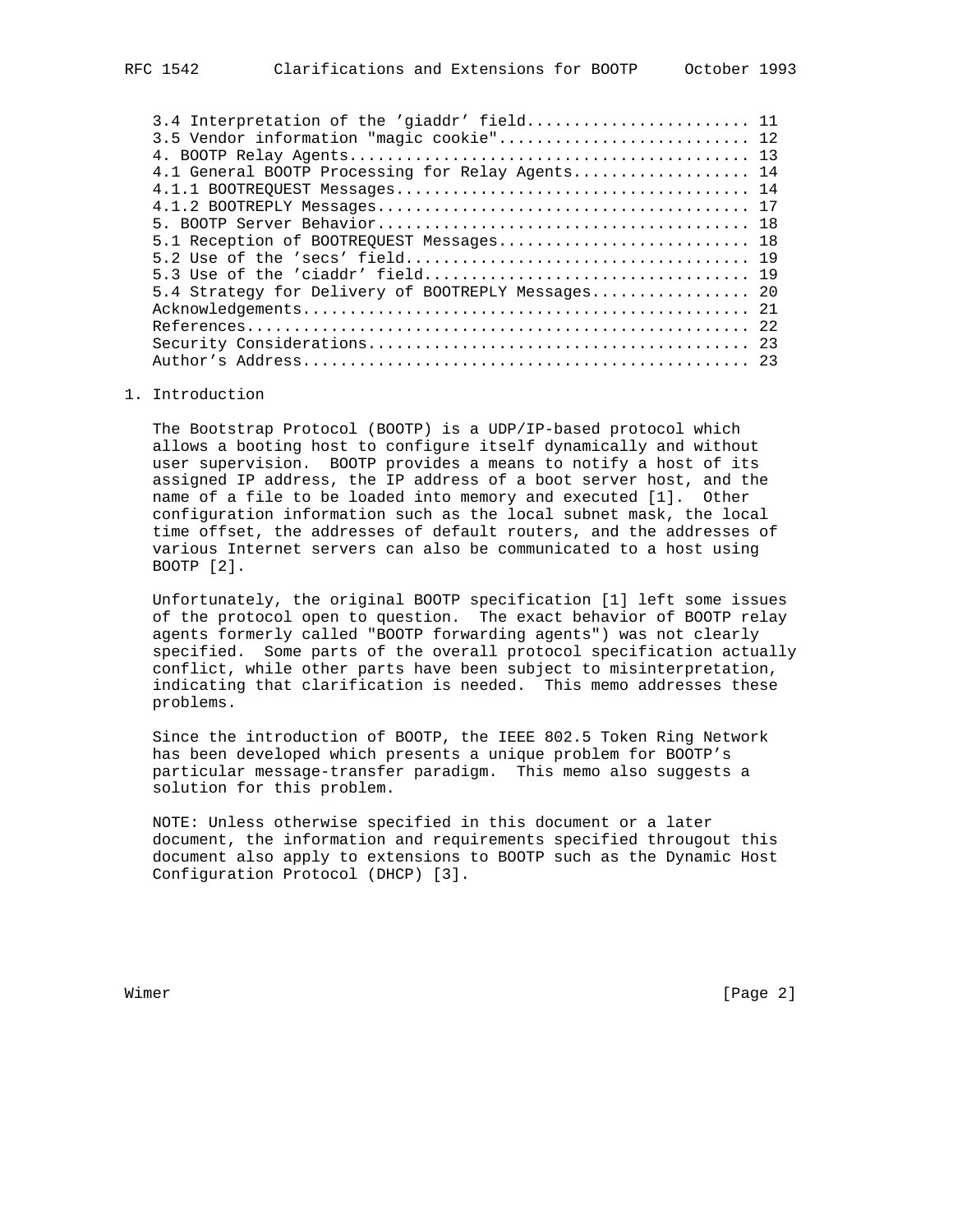3.4 Interpretation of the 'giaddr' field........................ 11
3.5 Vendor information "magic cookie"........................... 12
4. BOOTP Relay Agents........................................... 13
4.1 General BOOTP Processing for Relay Agents................... 14
4.1.1 BOOTREQUEST Messages...................................... 14
4.1.2 BOOTREPLY Messages........................................ 17
5. BOOTP Server Behavior........................................ 18
5.1 Reception of BOOTREQUEST Messages........................... 18
5.2 Use of the 'secs' field..................................... 19
5.3 Use of the 'ciaddr' field................................... 19
5.4 Strategy for Delivery of BOOTREPLY Messages................. 20
Acknowledgements................................................ 21
References...................................................... 22
Security Considerations......................................... 23
Author's Address................................................ 23

# 1. Introduction

The Bootstrap Protocol (BOOTP) is a UDP/IP-based protocol which allows a booting host to configure itself dynamically and without user supervision. BOOTP provides a means to notify a host of its assigned IP address, the IP address of a boot server host, and the name of a file to be loaded into memory and executed [1]. Other configuration information such as the local subnet mask, the local time offset, the addresses of default routers, and the addresses of various Internet servers can also be communicated to a host using BOOTP [2].

Unfortunately, the original BOOTP specification [1] left some issues of the protocol open to question. The exact behavior of BOOTP relay agents formerly called "BOOTP forwarding agents") was not clearly specified. Some parts of the overall protocol specification actually conflict, while other parts have been subject to misinterpretation, indicating that clarification is needed. This memo addresses these problems.

Since the introduction of BOOTP, the IEEE 802.5 Token Ring Network has been developed which presents a unique problem for BOOTP's particular message-transfer paradigm. This memo also suggests a solution for this problem.

NOTE: Unless otherwise specified in this document or a later document, the information and requirements specified througout this document also apply to extensions to BOOTP such as the Dynamic Host Configuration Protocol (DHCP) [3].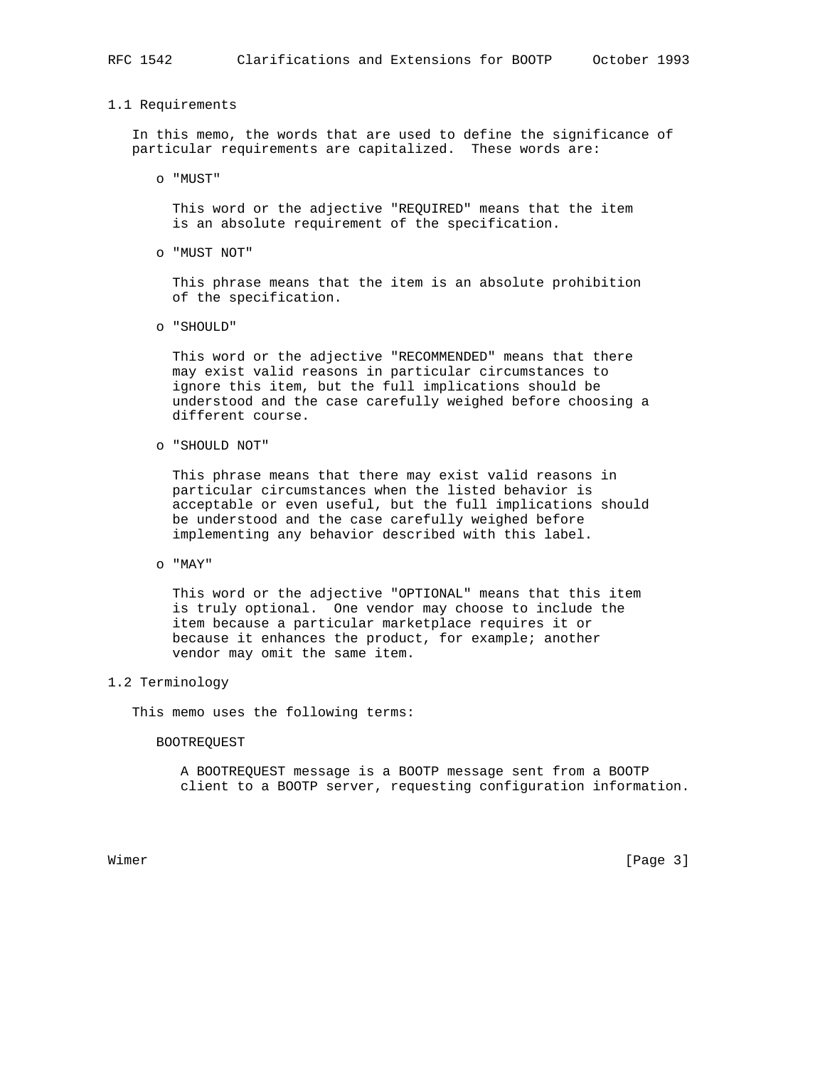### 1.1 Requirements

In this memo, the words that are used to define the significance of particular requirements are capitalized. These words are:

- "MUST"

  This word or the adjective "REQUIRED" means that the item is an absolute requirement of the specification.

- "MUST NOT"

  This phrase means that the item is an absolute prohibition of the specification.

- "SHOULD"

  This word or the adjective "RECOMMENDED" means that there may exist valid reasons in particular circumstances to ignore this item, but the full implications should be understood and the case carefully weighed before choosing a different course.

- "SHOULD NOT"

  This phrase means that there may exist valid reasons in particular circumstances when the listed behavior is acceptable or even useful, but the full implications should be understood and the case carefully weighed before implementing any behavior described with this label.

- "MAY"

  This word or the adjective "OPTIONAL" means that this item is truly optional. One vendor may choose to include the item because a particular marketplace requires it or because it enhances the product, for example; another vendor may omit the same item.

### 1.2 Terminology

This memo uses the following terms:

BOOTREQUEST

A BOOTREQUEST message is a BOOTP message sent from a BOOTP client to a BOOTP server, requesting configuration information.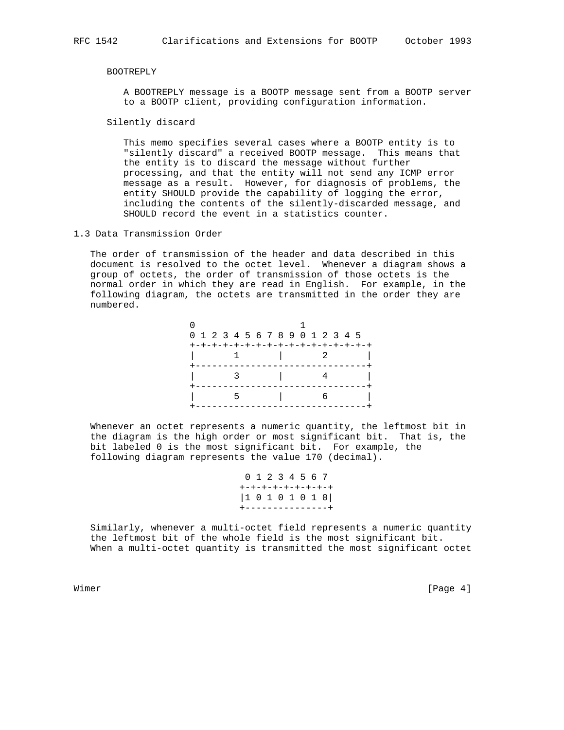BOOTREPLY

A BOOTREPLY message is a BOOTP message sent from a BOOTP server to a BOOTP client, providing configuration information.

Silently discard

This memo specifies several cases where a BOOTP entity is to "silently discard" a received BOOTP message. This means that the entity is to discard the message without further processing, and that the entity will not send any ICMP error message as a result. However, for diagnosis of problems, the entity SHOULD provide the capability of logging the error, including the contents of the silently-discarded message, and SHOULD record the event in a statistics counter.

### 1.3 Data Transmission Order

The order of transmission of the header and data described in this document is resolved to the octet level. Whenever a diagram shows a group of octets, the order of transmission of those octets is the normal order in which they are read in English. For example, in the following diagram, the octets are transmitted in the order they are numbered.

```
 0                   1
 0 1 2 3 4 5 6 7 8 9 0 1 2 3 4 5
+-+-+-+-+-+-+-+-+-+-+-+-+-+-+-+-+
|       1       |       2       |
+-------------------------------+
|       3       |       4       |
+-------------------------------+
|       5       |       6       |
+-------------------------------+
```

Whenever an octet represents a numeric quantity, the leftmost bit in the diagram is the high order or most significant bit. That is, the bit labeled 0 is the most significant bit. For example, the following diagram represents the value 170 (decimal).

```
 0 1 2 3 4 5 6 7
+-+-+-+-+-+-+-+-+
|1 0 1 0 1 0 1 0|
+---------------+
```

Similarly, whenever a multi-octet field represents a numeric quantity the leftmost bit of the whole field is the most significant bit. When a multi-octet quantity is transmitted the most significant octet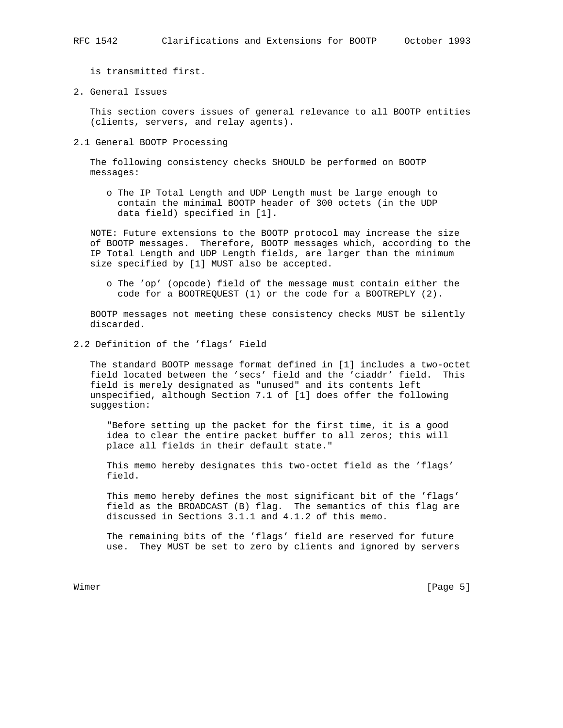is transmitted first.

## 2. General Issues

This section covers issues of general relevance to all BOOTP entities (clients, servers, and relay agents).

### 2.1 General BOOTP Processing

The following consistency checks SHOULD be performed on BOOTP messages:

- The IP Total Length and UDP Length must be large enough to contain the minimal BOOTP header of 300 octets (in the UDP data field) specified in [1].

NOTE: Future extensions to the BOOTP protocol may increase the size of BOOTP messages. Therefore, BOOTP messages which, according to the IP Total Length and UDP Length fields, are larger than the minimum size specified by [1] MUST also be accepted.

- The 'op' (opcode) field of the message must contain either the code for a BOOTREQUEST (1) or the code for a BOOTREPLY (2).

BOOTP messages not meeting these consistency checks MUST be silently discarded.

### 2.2 Definition of the 'flags' Field

The standard BOOTP message format defined in [1] includes a two-octet field located between the 'secs' field and the 'ciaddr' field. This field is merely designated as "unused" and its contents left unspecified, although Section 7.1 of [1] does offer the following suggestion:

> "Before setting up the packet for the first time, it is a good idea to clear the entire packet buffer to all zeros; this will place all fields in their default state."

This memo hereby designates this two-octet field as the 'flags' field.

This memo hereby defines the most significant bit of the 'flags' field as the BROADCAST (B) flag. The semantics of this flag are discussed in Sections 3.1.1 and 4.1.2 of this memo.

The remaining bits of the 'flags' field are reserved for future use. They MUST be set to zero by clients and ignored by servers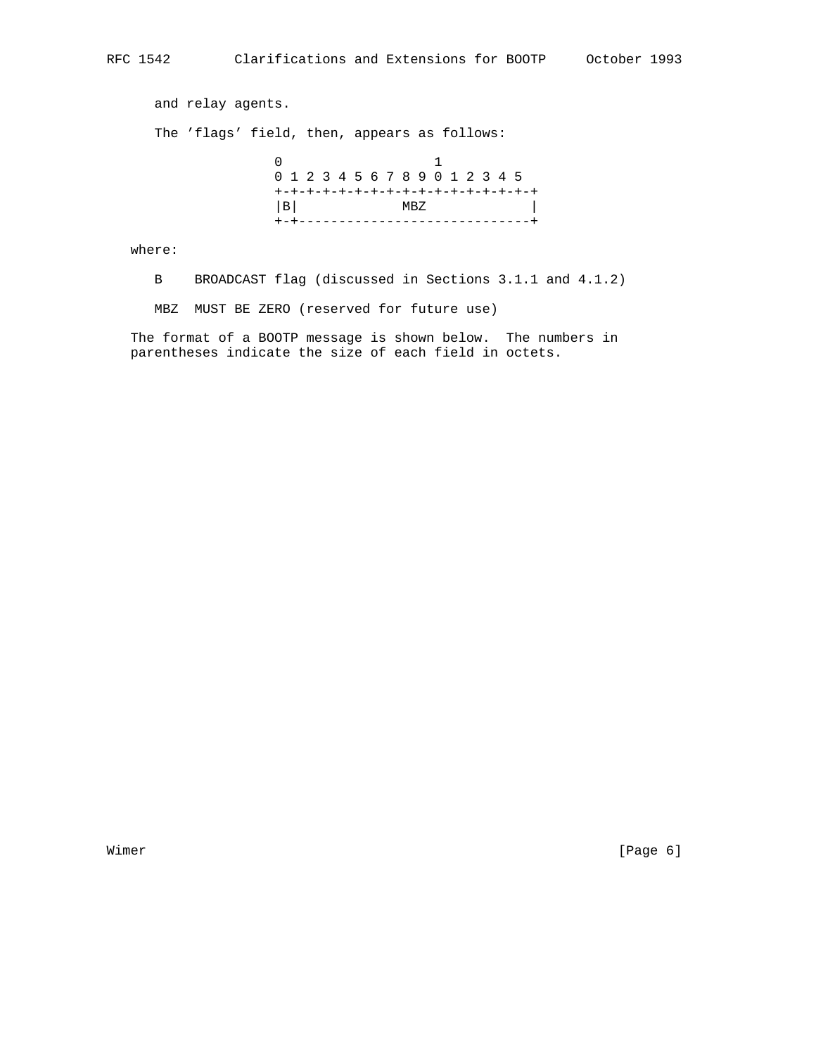and relay agents.

The 'flags' field, then, appears as follows:

```
 0                   1
 0 1 2 3 4 5 6 7 8 9 0 1 2 3 4 5
 +-+-+-+-+-+-+-+-+-+-+-+-+-+-+-+-+
 |B|             MBZ             |
 +-+-----------------------------+
```

where:

B    BROADCAST flag (discussed in Sections 3.1.1 and 4.1.2)

MBZ  MUST BE ZERO (reserved for future use)

The format of a BOOTP message is shown below. The numbers in parentheses indicate the size of each field in octets.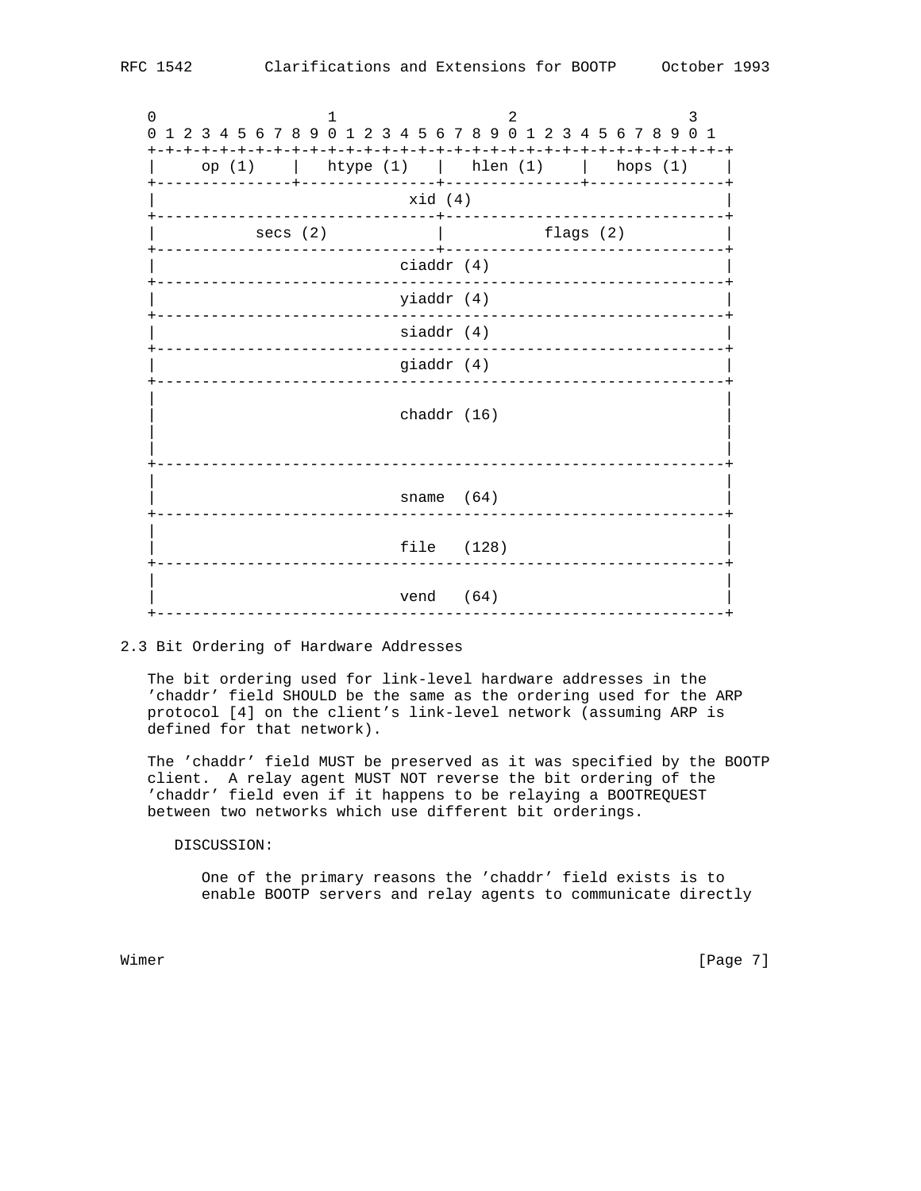```
   0                   1                   2                   3
   0 1 2 3 4 5 6 7 8 9 0 1 2 3 4 5 6 7 8 9 0 1 2 3 4 5 6 7 8 9 0 1
   +-+-+-+-+-+-+-+-+-+-+-+-+-+-+-+-+-+-+-+-+-+-+-+-+-+-+-+-+-+-+-+-+
   |     op (1)    |   htype (1)   |   hlen (1)    |   hops (1)    |
   +---------------+---------------+---------------+---------------+
   |                            xid (4)                            |
   +-------------------------------+-------------------------------+
   |           secs (2)            |           flags (2)           |
   +-------------------------------+-------------------------------+
   |                          ciaddr (4)                           |
   +---------------------------------------------------------------+
   |                          yiaddr (4)                           |
   +---------------------------------------------------------------+
   |                          siaddr (4)                           |
   +---------------------------------------------------------------+
   |                          giaddr (4)                           |
   +---------------------------------------------------------------+
   |                                                               |
   |                          chaddr (16)                          |
   |                                                               |
   |                                                               |
   +---------------------------------------------------------------+
   |                                                               |
   |                          sname  (64)                          |
   +---------------------------------------------------------------+
   |                                                               |
   |                          file   (128)                         |
   +---------------------------------------------------------------+
   |                                                               |
   |                          vend   (64)                          |
   +---------------------------------------------------------------+
```

### 2.3 Bit Ordering of Hardware Addresses

The bit ordering used for link-level hardware addresses in the 'chaddr' field SHOULD be the same as the ordering used for the ARP protocol [4] on the client's link-level network (assuming ARP is defined for that network).

The 'chaddr' field MUST be preserved as it was specified by the BOOTP client. A relay agent MUST NOT reverse the bit ordering of the 'chaddr' field even if it happens to be relaying a BOOTREQUEST between two networks which use different bit orderings.

DISCUSSION:

One of the primary reasons the 'chaddr' field exists is to enable BOOTP servers and relay agents to communicate directly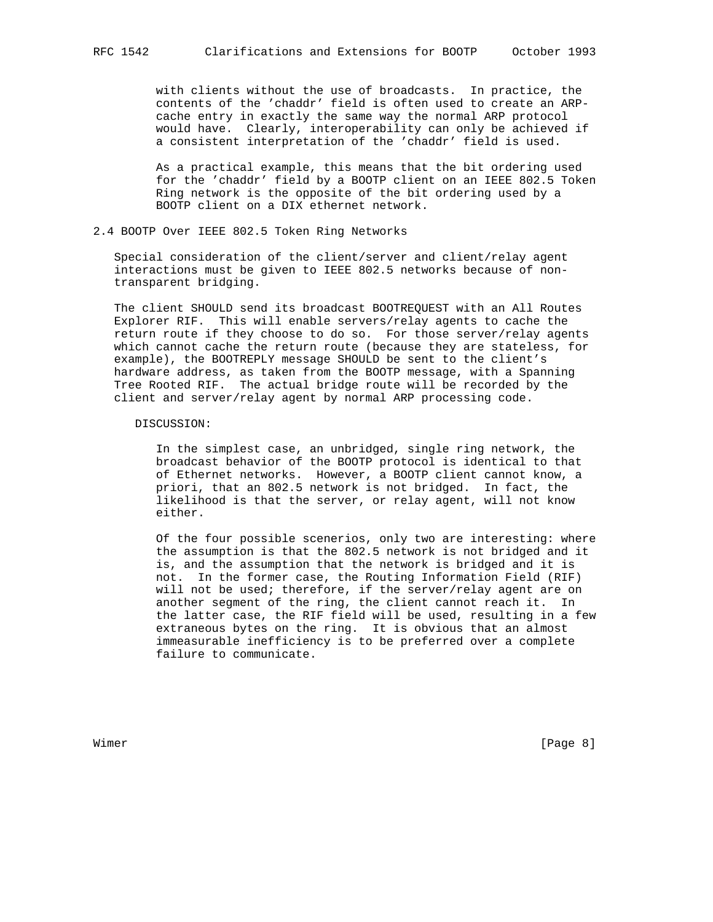with clients without the use of broadcasts. In practice, the contents of the 'chaddr' field is often used to create an ARP-cache entry in exactly the same way the normal ARP protocol would have. Clearly, interoperability can only be achieved if a consistent interpretation of the 'chaddr' field is used.

As a practical example, this means that the bit ordering used for the 'chaddr' field by a BOOTP client on an IEEE 802.5 Token Ring network is the opposite of the bit ordering used by a BOOTP client on a DIX ethernet network.

## 2.4 BOOTP Over IEEE 802.5 Token Ring Networks

Special consideration of the client/server and client/relay agent interactions must be given to IEEE 802.5 networks because of non-transparent bridging.

The client SHOULD send its broadcast BOOTREQUEST with an All Routes Explorer RIF. This will enable servers/relay agents to cache the return route if they choose to do so. For those server/relay agents which cannot cache the return route (because they are stateless, for example), the BOOTREPLY message SHOULD be sent to the client's hardware address, as taken from the BOOTP message, with a Spanning Tree Rooted RIF. The actual bridge route will be recorded by the client and server/relay agent by normal ARP processing code.

DISCUSSION:

In the simplest case, an unbridged, single ring network, the broadcast behavior of the BOOTP protocol is identical to that of Ethernet networks. However, a BOOTP client cannot know, a priori, that an 802.5 network is not bridged. In fact, the likelihood is that the server, or relay agent, will not know either.

Of the four possible scenerios, only two are interesting: where the assumption is that the 802.5 network is not bridged and it is, and the assumption that the network is bridged and it is not. In the former case, the Routing Information Field (RIF) will not be used; therefore, if the server/relay agent are on another segment of the ring, the client cannot reach it. In the latter case, the RIF field will be used, resulting in a few extraneous bytes on the ring. It is obvious that an almost immeasurable inefficiency is to be preferred over a complete failure to communicate.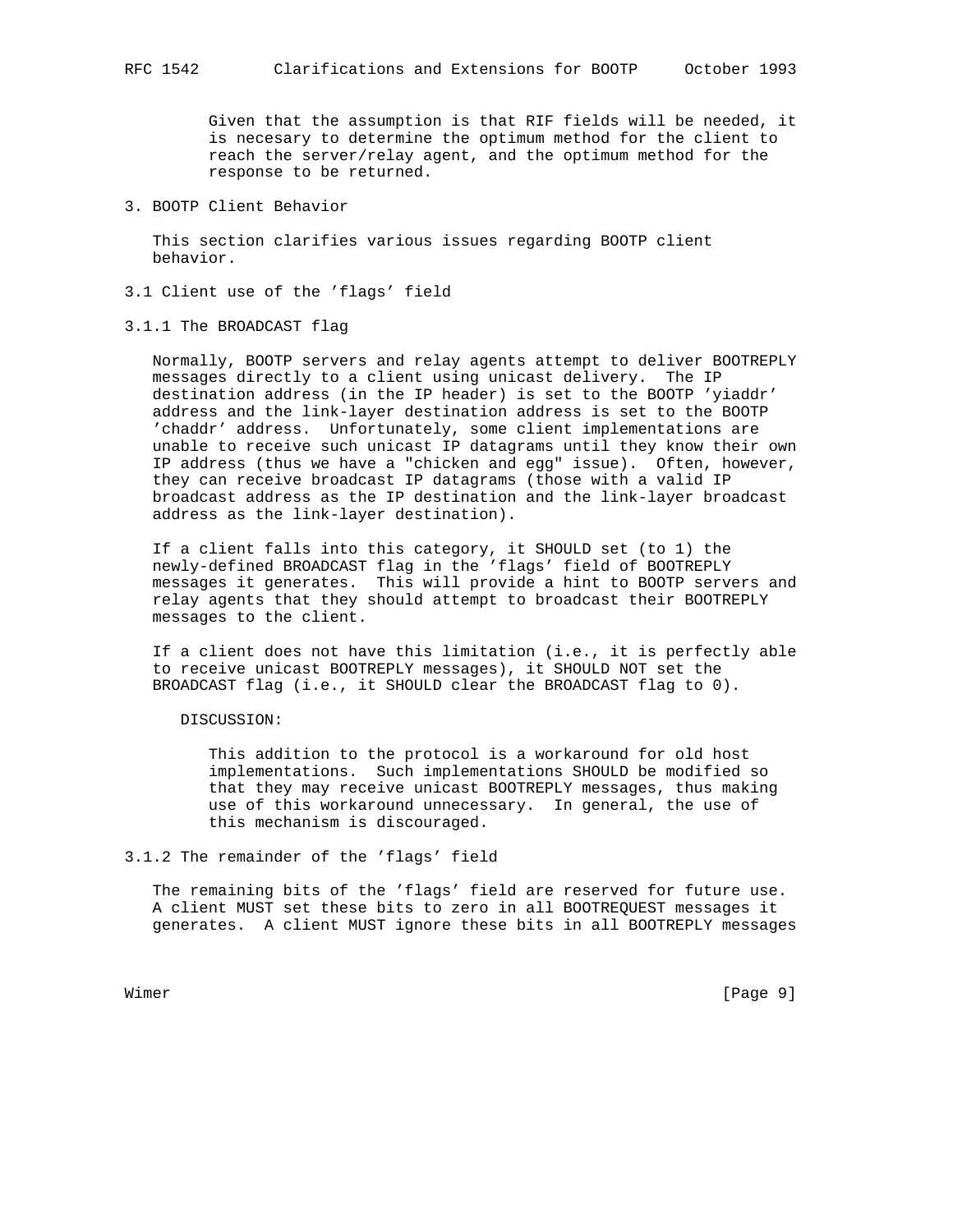Given that the assumption is that RIF fields will be needed, it is necesary to determine the optimum method for the client to reach the server/relay agent, and the optimum method for the response to be returned.

## 3. BOOTP Client Behavior

This section clarifies various issues regarding BOOTP client behavior.

### 3.1 Client use of the 'flags' field

#### 3.1.1 The BROADCAST flag

Normally, BOOTP servers and relay agents attempt to deliver BOOTREPLY messages directly to a client using unicast delivery. The IP destination address (in the IP header) is set to the BOOTP 'yiaddr' address and the link-layer destination address is set to the BOOTP 'chaddr' address. Unfortunately, some client implementations are unable to receive such unicast IP datagrams until they know their own IP address (thus we have a "chicken and egg" issue). Often, however, they can receive broadcast IP datagrams (those with a valid IP broadcast address as the IP destination and the link-layer broadcast address as the link-layer destination).

If a client falls into this category, it SHOULD set (to 1) the newly-defined BROADCAST flag in the 'flags' field of BOOTREPLY messages it generates. This will provide a hint to BOOTP servers and relay agents that they should attempt to broadcast their BOOTREPLY messages to the client.

If a client does not have this limitation (i.e., it is perfectly able to receive unicast BOOTREPLY messages), it SHOULD NOT set the BROADCAST flag (i.e., it SHOULD clear the BROADCAST flag to 0).

DISCUSSION:

This addition to the protocol is a workaround for old host implementations. Such implementations SHOULD be modified so that they may receive unicast BOOTREPLY messages, thus making use of this workaround unnecessary. In general, the use of this mechanism is discouraged.

#### 3.1.2 The remainder of the 'flags' field

The remaining bits of the 'flags' field are reserved for future use. A client MUST set these bits to zero in all BOOTREQUEST messages it generates. A client MUST ignore these bits in all BOOTREPLY messages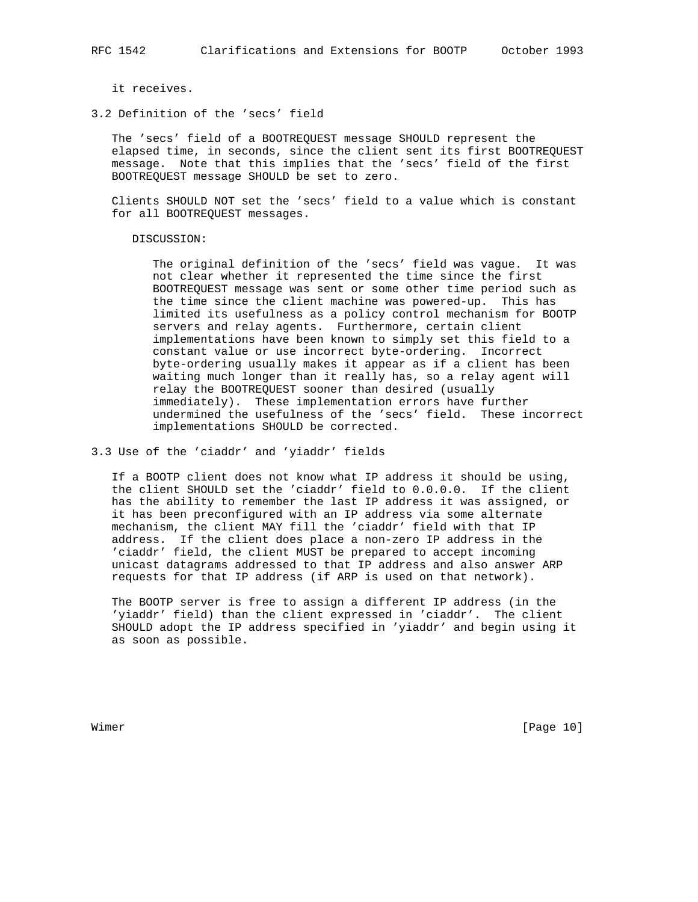it receives.

### 3.2 Definition of the 'secs' field

The 'secs' field of a BOOTREQUEST message SHOULD represent the elapsed time, in seconds, since the client sent its first BOOTREQUEST message. Note that this implies that the 'secs' field of the first BOOTREQUEST message SHOULD be set to zero.

Clients SHOULD NOT set the 'secs' field to a value which is constant for all BOOTREQUEST messages.

DISCUSSION:

> The original definition of the 'secs' field was vague. It was not clear whether it represented the time since the first BOOTREQUEST message was sent or some other time period such as the time since the client machine was powered-up. This has limited its usefulness as a policy control mechanism for BOOTP servers and relay agents. Furthermore, certain client implementations have been known to simply set this field to a constant value or use incorrect byte-ordering. Incorrect byte-ordering usually makes it appear as if a client has been waiting much longer than it really has, so a relay agent will relay the BOOTREQUEST sooner than desired (usually immediately). These implementation errors have further undermined the usefulness of the 'secs' field. These incorrect implementations SHOULD be corrected.

### 3.3 Use of the 'ciaddr' and 'yiaddr' fields

If a BOOTP client does not know what IP address it should be using, the client SHOULD set the 'ciaddr' field to 0.0.0.0. If the client has the ability to remember the last IP address it was assigned, or it has been preconfigured with an IP address via some alternate mechanism, the client MAY fill the 'ciaddr' field with that IP address. If the client does place a non-zero IP address in the 'ciaddr' field, the client MUST be prepared to accept incoming unicast datagrams addressed to that IP address and also answer ARP requests for that IP address (if ARP is used on that network).

The BOOTP server is free to assign a different IP address (in the 'yiaddr' field) than the client expressed in 'ciaddr'. The client SHOULD adopt the IP address specified in 'yiaddr' and begin using it as soon as possible.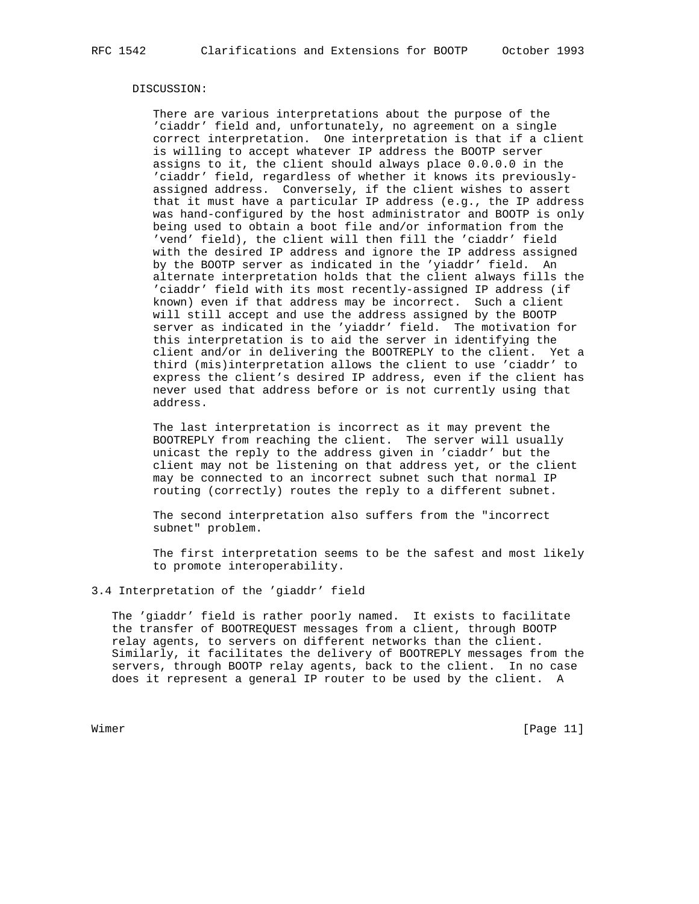DISCUSSION:

There are various interpretations about the purpose of the 'ciaddr' field and, unfortunately, no agreement on a single correct interpretation. One interpretation is that if a client is willing to accept whatever IP address the BOOTP server assigns to it, the client should always place 0.0.0.0 in the 'ciaddr' field, regardless of whether it knows its previously-assigned address. Conversely, if the client wishes to assert that it must have a particular IP address (e.g., the IP address was hand-configured by the host administrator and BOOTP is only being used to obtain a boot file and/or information from the 'vend' field), the client will then fill the 'ciaddr' field with the desired IP address and ignore the IP address assigned by the BOOTP server as indicated in the 'yiaddr' field. An alternate interpretation holds that the client always fills the 'ciaddr' field with its most recently-assigned IP address (if known) even if that address may be incorrect. Such a client will still accept and use the address assigned by the BOOTP server as indicated in the 'yiaddr' field. The motivation for this interpretation is to aid the server in identifying the client and/or in delivering the BOOTREPLY to the client. Yet a third (mis)interpretation allows the client to use 'ciaddr' to express the client's desired IP address, even if the client has never used that address before or is not currently using that address.

The last interpretation is incorrect as it may prevent the BOOTREPLY from reaching the client. The server will usually unicast the reply to the address given in 'ciaddr' but the client may not be listening on that address yet, or the client may be connected to an incorrect subnet such that normal IP routing (correctly) routes the reply to a different subnet.

The second interpretation also suffers from the "incorrect subnet" problem.

The first interpretation seems to be the safest and most likely to promote interoperability.

## 3.4 Interpretation of the 'giaddr' field

The 'giaddr' field is rather poorly named. It exists to facilitate the transfer of BOOTREQUEST messages from a client, through BOOTP relay agents, to servers on different networks than the client. Similarly, it facilitates the delivery of BOOTREPLY messages from the servers, through BOOTP relay agents, back to the client. In no case does it represent a general IP router to be used by the client. A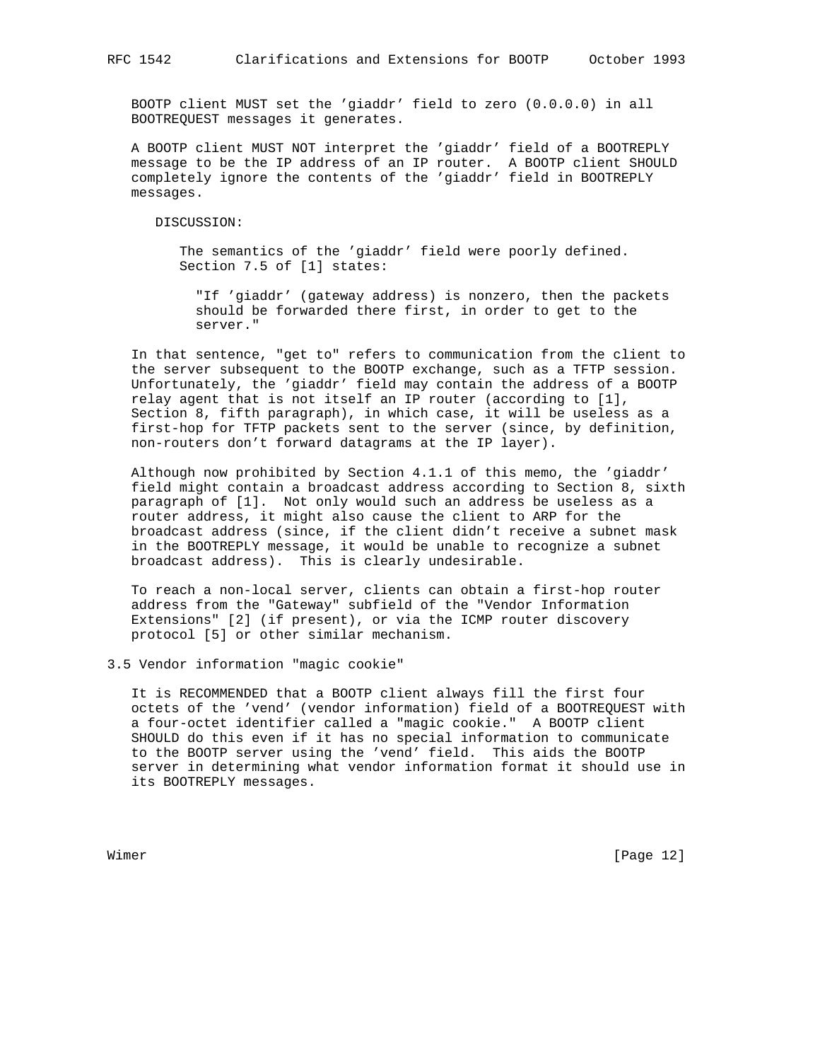BOOTP client MUST set the 'giaddr' field to zero (0.0.0.0) in all BOOTREQUEST messages it generates.

A BOOTP client MUST NOT interpret the 'giaddr' field of a BOOTREPLY message to be the IP address of an IP router. A BOOTP client SHOULD completely ignore the contents of the 'giaddr' field in BOOTREPLY messages.

DISCUSSION:

The semantics of the 'giaddr' field were poorly defined. Section 7.5 of [1] states:

> "If 'giaddr' (gateway address) is nonzero, then the packets should be forwarded there first, in order to get to the server."

In that sentence, "get to" refers to communication from the client to the server subsequent to the BOOTP exchange, such as a TFTP session. Unfortunately, the 'giaddr' field may contain the address of a BOOTP relay agent that is not itself an IP router (according to [1], Section 8, fifth paragraph), in which case, it will be useless as a first-hop for TFTP packets sent to the server (since, by definition, non-routers don't forward datagrams at the IP layer).

Although now prohibited by Section 4.1.1 of this memo, the 'giaddr' field might contain a broadcast address according to Section 8, sixth paragraph of [1]. Not only would such an address be useless as a router address, it might also cause the client to ARP for the broadcast address (since, if the client didn't receive a subnet mask in the BOOTREPLY message, it would be unable to recognize a subnet broadcast address). This is clearly undesirable.

To reach a non-local server, clients can obtain a first-hop router address from the "Gateway" subfield of the "Vendor Information Extensions" [2] (if present), or via the ICMP router discovery protocol [5] or other similar mechanism.

## 3.5 Vendor information "magic cookie"

It is RECOMMENDED that a BOOTP client always fill the first four octets of the 'vend' (vendor information) field of a BOOTREQUEST with a four-octet identifier called a "magic cookie." A BOOTP client SHOULD do this even if it has no special information to communicate to the BOOTP server using the 'vend' field. This aids the BOOTP server in determining what vendor information format it should use in its BOOTREPLY messages.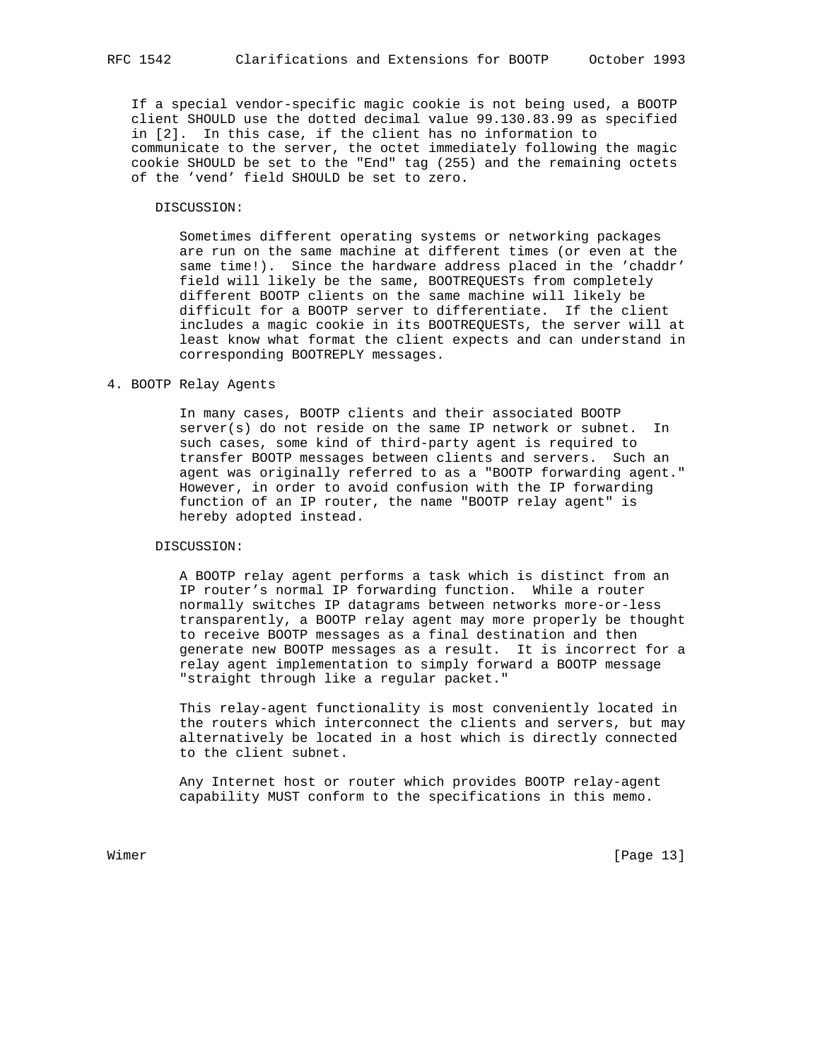If a special vendor-specific magic cookie is not being used, a BOOTP client SHOULD use the dotted decimal value 99.130.83.99 as specified in [2]. In this case, if the client has no information to communicate to the server, the octet immediately following the magic cookie SHOULD be set to the "End" tag (255) and the remaining octets of the 'vend' field SHOULD be set to zero.

DISCUSSION:

Sometimes different operating systems or networking packages are run on the same machine at different times (or even at the same time!). Since the hardware address placed in the 'chaddr' field will likely be the same, BOOTREQUESTs from completely different BOOTP clients on the same machine will likely be difficult for a BOOTP server to differentiate. If the client includes a magic cookie in its BOOTREQUESTs, the server will at least know what format the client expects and can understand in corresponding BOOTREPLY messages.

## 4. BOOTP Relay Agents

In many cases, BOOTP clients and their associated BOOTP server(s) do not reside on the same IP network or subnet. In such cases, some kind of third-party agent is required to transfer BOOTP messages between clients and servers. Such an agent was originally referred to as a "BOOTP forwarding agent." However, in order to avoid confusion with the IP forwarding function of an IP router, the name "BOOTP relay agent" is hereby adopted instead.

DISCUSSION:

A BOOTP relay agent performs a task which is distinct from an IP router's normal IP forwarding function. While a router normally switches IP datagrams between networks more-or-less transparently, a BOOTP relay agent may more properly be thought to receive BOOTP messages as a final destination and then generate new BOOTP messages as a result. It is incorrect for a relay agent implementation to simply forward a BOOTP message "straight through like a regular packet."

This relay-agent functionality is most conveniently located in the routers which interconnect the clients and servers, but may alternatively be located in a host which is directly connected to the client subnet.

Any Internet host or router which provides BOOTP relay-agent capability MUST conform to the specifications in this memo.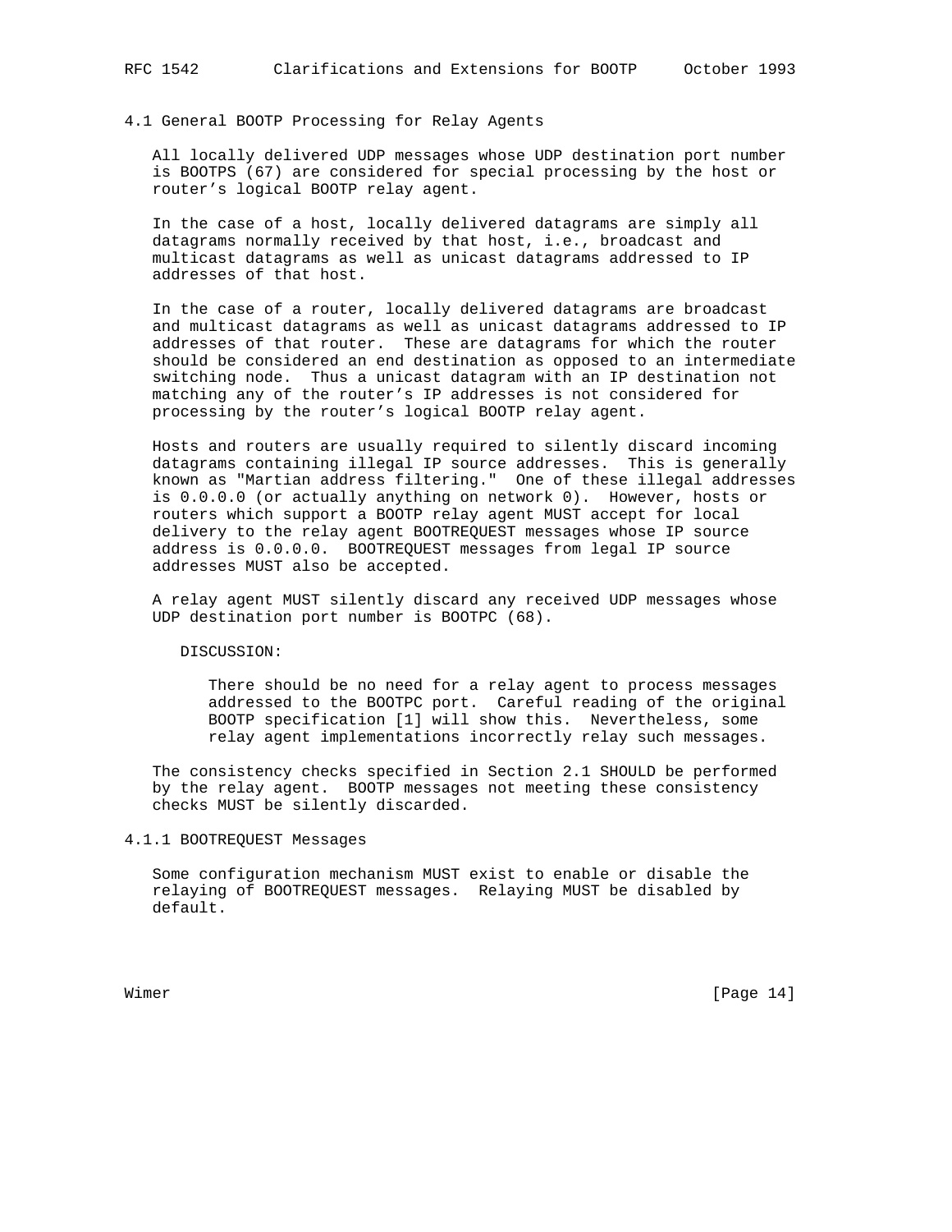### 4.1 General BOOTP Processing for Relay Agents

All locally delivered UDP messages whose UDP destination port number is BOOTPS (67) are considered for special processing by the host or router's logical BOOTP relay agent.

In the case of a host, locally delivered datagrams are simply all datagrams normally received by that host, i.e., broadcast and multicast datagrams as well as unicast datagrams addressed to IP addresses of that host.

In the case of a router, locally delivered datagrams are broadcast and multicast datagrams as well as unicast datagrams addressed to IP addresses of that router. These are datagrams for which the router should be considered an end destination as opposed to an intermediate switching node. Thus a unicast datagram with an IP destination not matching any of the router's IP addresses is not considered for processing by the router's logical BOOTP relay agent.

Hosts and routers are usually required to silently discard incoming datagrams containing illegal IP source addresses. This is generally known as "Martian address filtering." One of these illegal addresses is 0.0.0.0 (or actually anything on network 0). However, hosts or routers which support a BOOTP relay agent MUST accept for local delivery to the relay agent BOOTREQUEST messages whose IP source address is 0.0.0.0. BOOTREQUEST messages from legal IP source addresses MUST also be accepted.

A relay agent MUST silently discard any received UDP messages whose UDP destination port number is BOOTPC (68).

DISCUSSION:

> There should be no need for a relay agent to process messages addressed to the BOOTPC port. Careful reading of the original BOOTP specification [1] will show this. Nevertheless, some relay agent implementations incorrectly relay such messages.

The consistency checks specified in Section 2.1 SHOULD be performed by the relay agent. BOOTP messages not meeting these consistency checks MUST be silently discarded.

#### 4.1.1 BOOTREQUEST Messages

Some configuration mechanism MUST exist to enable or disable the relaying of BOOTREQUEST messages. Relaying MUST be disabled by default.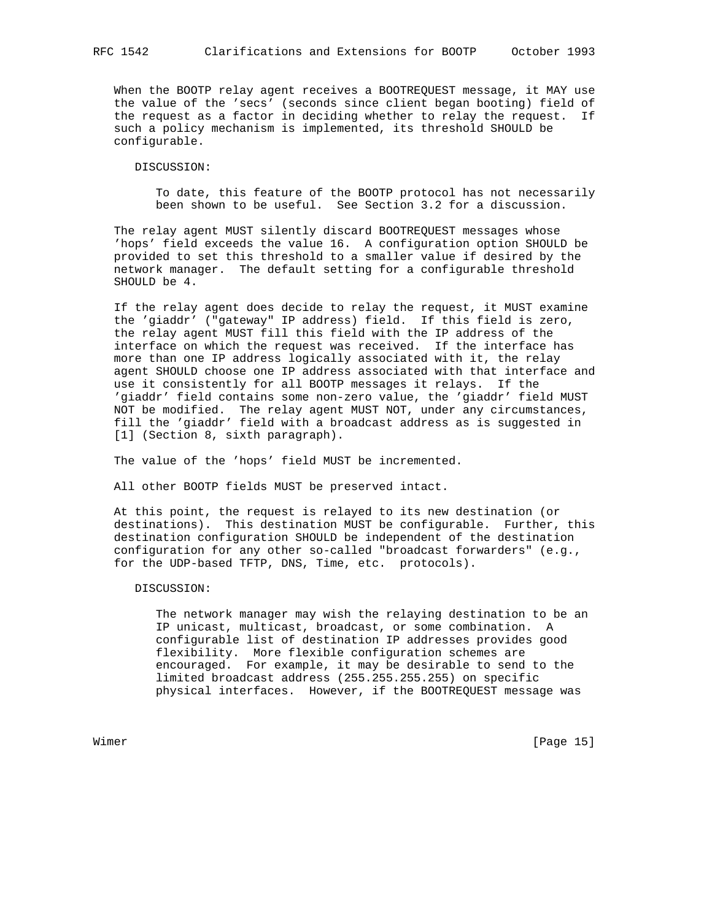When the BOOTP relay agent receives a BOOTREQUEST message, it MAY use the value of the 'secs' (seconds since client began booting) field of the request as a factor in deciding whether to relay the request. If such a policy mechanism is implemented, its threshold SHOULD be configurable.

DISCUSSION:

To date, this feature of the BOOTP protocol has not necessarily been shown to be useful. See Section 3.2 for a discussion.

The relay agent MUST silently discard BOOTREQUEST messages whose 'hops' field exceeds the value 16. A configuration option SHOULD be provided to set this threshold to a smaller value if desired by the network manager. The default setting for a configurable threshold SHOULD be 4.

If the relay agent does decide to relay the request, it MUST examine the 'giaddr' ("gateway" IP address) field. If this field is zero, the relay agent MUST fill this field with the IP address of the interface on which the request was received. If the interface has more than one IP address logically associated with it, the relay agent SHOULD choose one IP address associated with that interface and use it consistently for all BOOTP messages it relays. If the 'giaddr' field contains some non-zero value, the 'giaddr' field MUST NOT be modified. The relay agent MUST NOT, under any circumstances, fill the 'giaddr' field with a broadcast address as is suggested in [1] (Section 8, sixth paragraph).

The value of the 'hops' field MUST be incremented.

All other BOOTP fields MUST be preserved intact.

At this point, the request is relayed to its new destination (or destinations). This destination MUST be configurable. Further, this destination configuration SHOULD be independent of the destination configuration for any other so-called "broadcast forwarders" (e.g., for the UDP-based TFTP, DNS, Time, etc. protocols).

DISCUSSION:

The network manager may wish the relaying destination to be an IP unicast, multicast, broadcast, or some combination. A configurable list of destination IP addresses provides good flexibility. More flexible configuration schemes are encouraged. For example, it may be desirable to send to the limited broadcast address (255.255.255.255) on specific physical interfaces. However, if the BOOTREQUEST message was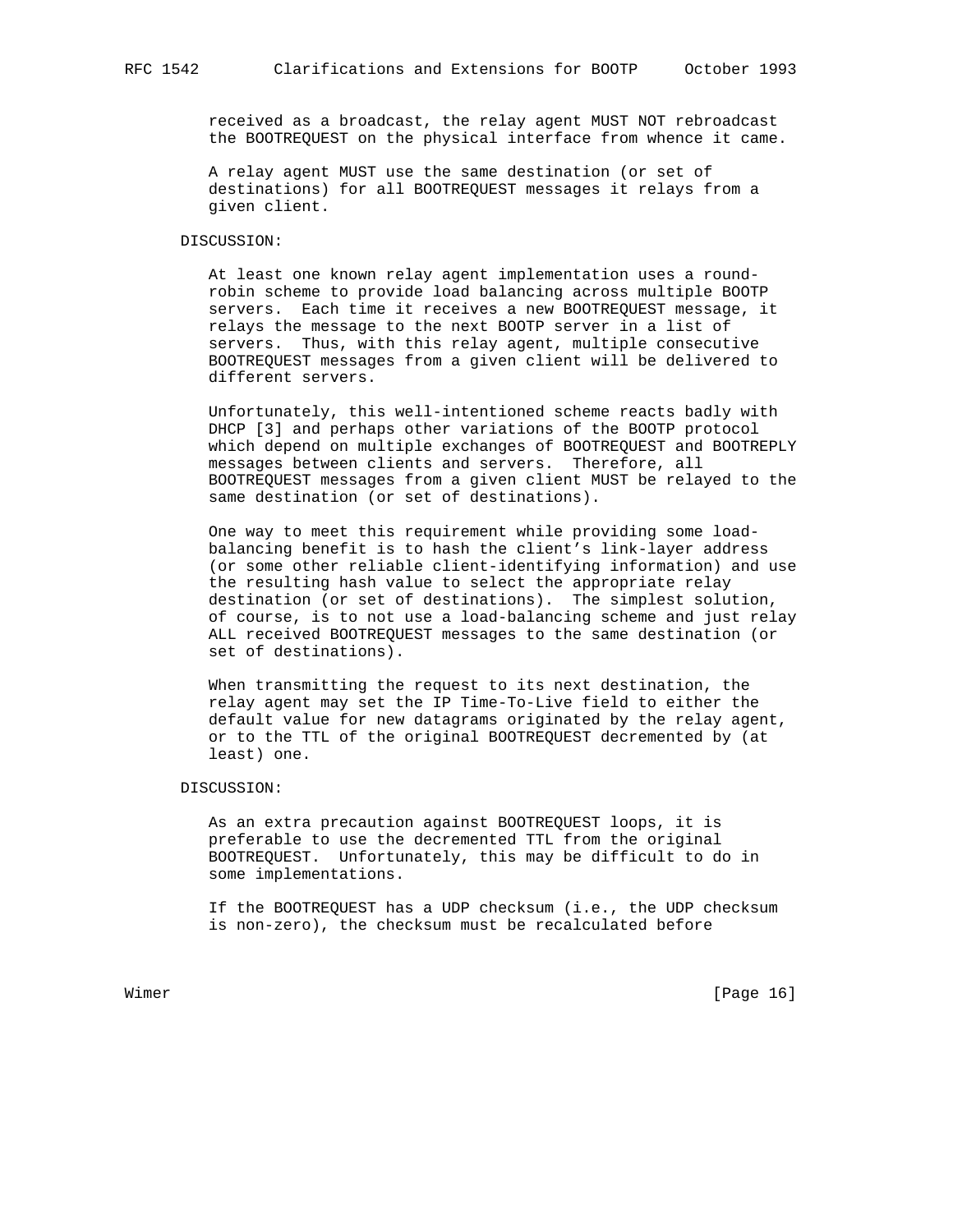received as a broadcast, the relay agent MUST NOT rebroadcast the BOOTREQUEST on the physical interface from whence it came.

A relay agent MUST use the same destination (or set of destinations) for all BOOTREQUEST messages it relays from a given client.

DISCUSSION:

At least one known relay agent implementation uses a round-robin scheme to provide load balancing across multiple BOOTP servers. Each time it receives a new BOOTREQUEST message, it relays the message to the next BOOTP server in a list of servers. Thus, with this relay agent, multiple consecutive BOOTREQUEST messages from a given client will be delivered to different servers.

Unfortunately, this well-intentioned scheme reacts badly with DHCP [3] and perhaps other variations of the BOOTP protocol which depend on multiple exchanges of BOOTREQUEST and BOOTREPLY messages between clients and servers. Therefore, all BOOTREQUEST messages from a given client MUST be relayed to the same destination (or set of destinations).

One way to meet this requirement while providing some load-balancing benefit is to hash the client's link-layer address (or some other reliable client-identifying information) and use the resulting hash value to select the appropriate relay destination (or set of destinations). The simplest solution, of course, is to not use a load-balancing scheme and just relay ALL received BOOTREQUEST messages to the same destination (or set of destinations).

When transmitting the request to its next destination, the relay agent may set the IP Time-To-Live field to either the default value for new datagrams originated by the relay agent, or to the TTL of the original BOOTREQUEST decremented by (at least) one.

DISCUSSION:

As an extra precaution against BOOTREQUEST loops, it is preferable to use the decremented TTL from the original BOOTREQUEST. Unfortunately, this may be difficult to do in some implementations.

If the BOOTREQUEST has a UDP checksum (i.e., the UDP checksum is non-zero), the checksum must be recalculated before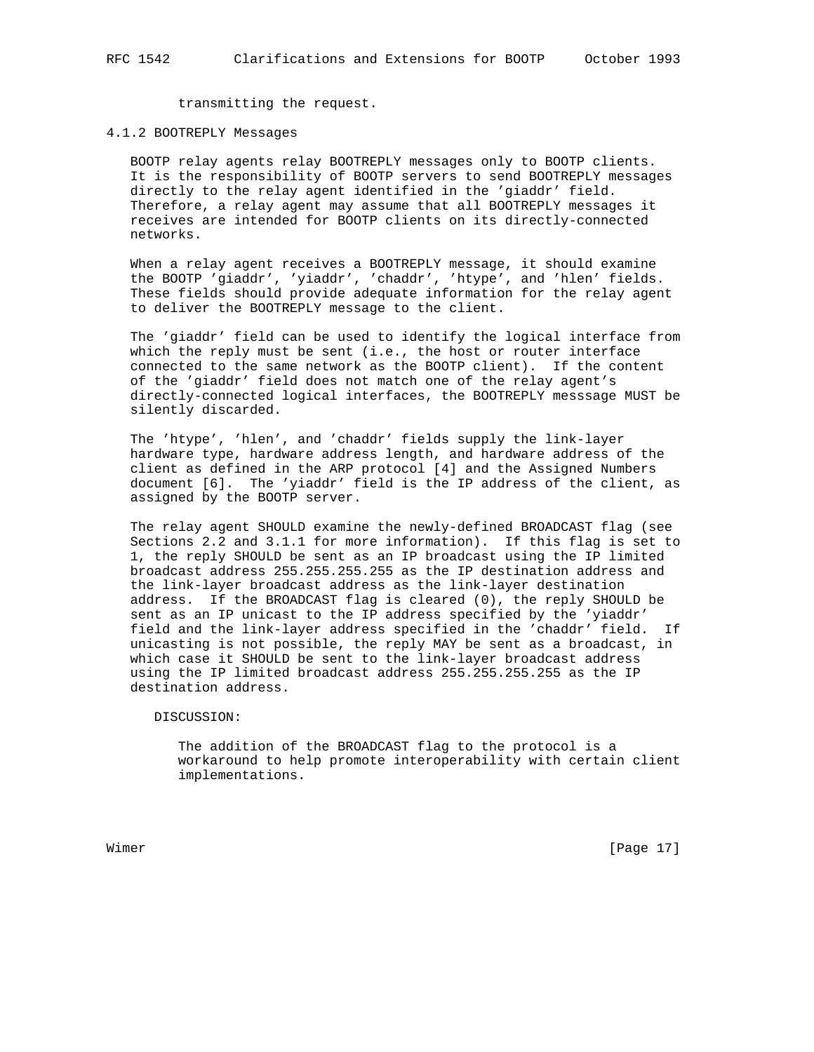transmitting the request.

### 4.1.2 BOOTREPLY Messages

BOOTP relay agents relay BOOTREPLY messages only to BOOTP clients. It is the responsibility of BOOTP servers to send BOOTREPLY messages directly to the relay agent identified in the 'giaddr' field. Therefore, a relay agent may assume that all BOOTREPLY messages it receives are intended for BOOTP clients on its directly-connected networks.

When a relay agent receives a BOOTREPLY message, it should examine the BOOTP 'giaddr', 'yiaddr', 'chaddr', 'htype', and 'hlen' fields. These fields should provide adequate information for the relay agent to deliver the BOOTREPLY message to the client.

The 'giaddr' field can be used to identify the logical interface from which the reply must be sent (i.e., the host or router interface connected to the same network as the BOOTP client). If the content of the 'giaddr' field does not match one of the relay agent's directly-connected logical interfaces, the BOOTREPLY messsage MUST be silently discarded.

The 'htype', 'hlen', and 'chaddr' fields supply the link-layer hardware type, hardware address length, and hardware address of the client as defined in the ARP protocol [4] and the Assigned Numbers document [6]. The 'yiaddr' field is the IP address of the client, as assigned by the BOOTP server.

The relay agent SHOULD examine the newly-defined BROADCAST flag (see Sections 2.2 and 3.1.1 for more information). If this flag is set to 1, the reply SHOULD be sent as an IP broadcast using the IP limited broadcast address 255.255.255.255 as the IP destination address and the link-layer broadcast address as the link-layer destination address. If the BROADCAST flag is cleared (0), the reply SHOULD be sent as an IP unicast to the IP address specified by the 'yiaddr' field and the link-layer address specified in the 'chaddr' field. If unicasting is not possible, the reply MAY be sent as a broadcast, in which case it SHOULD be sent to the link-layer broadcast address using the IP limited broadcast address 255.255.255.255 as the IP destination address.

DISCUSSION:

The addition of the BROADCAST flag to the protocol is a workaround to help promote interoperability with certain client implementations.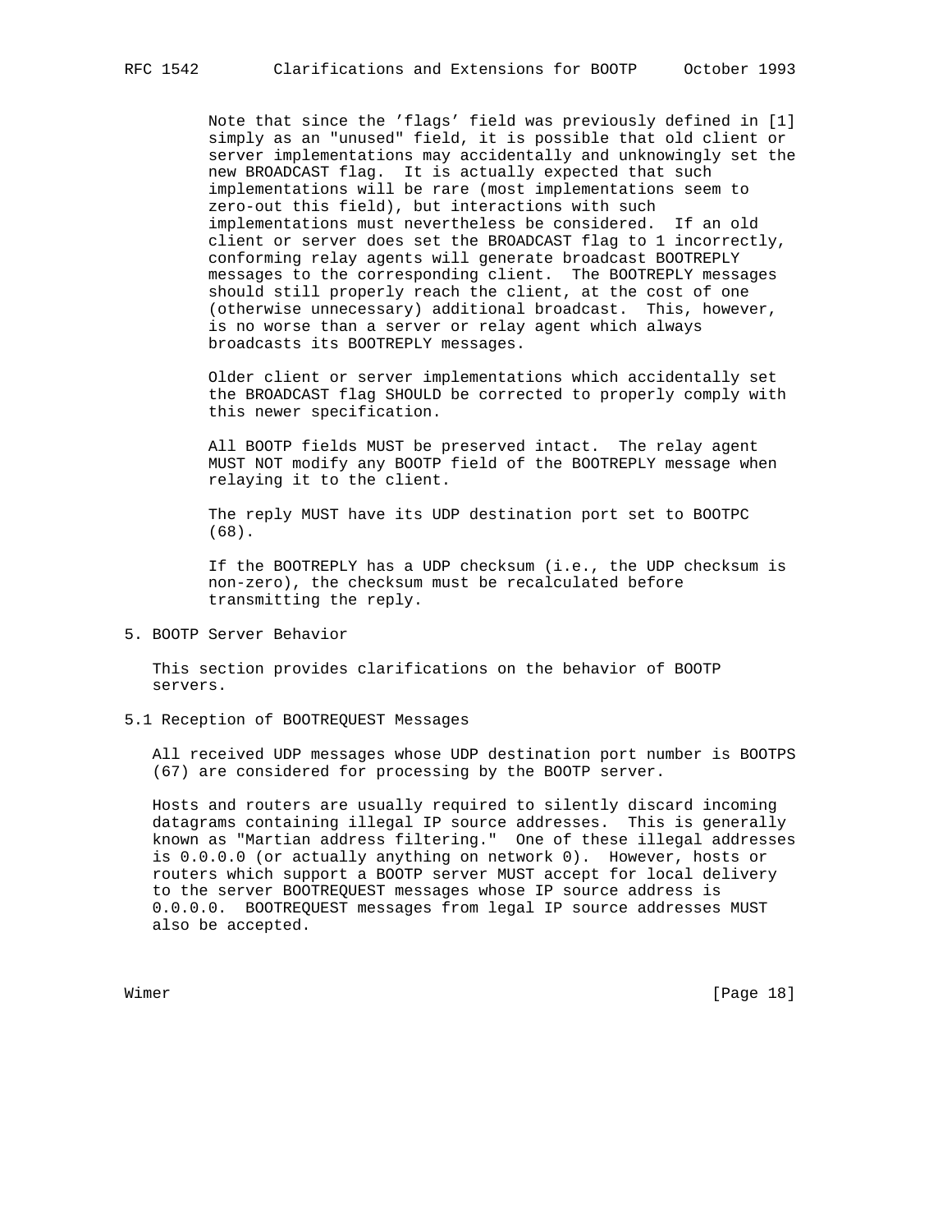Note that since the 'flags' field was previously defined in [1] simply as an "unused" field, it is possible that old client or server implementations may accidentally and unknowingly set the new BROADCAST flag. It is actually expected that such implementations will be rare (most implementations seem to zero-out this field), but interactions with such implementations must nevertheless be considered. If an old client or server does set the BROADCAST flag to 1 incorrectly, conforming relay agents will generate broadcast BOOTREPLY messages to the corresponding client. The BOOTREPLY messages should still properly reach the client, at the cost of one (otherwise unnecessary) additional broadcast. This, however, is no worse than a server or relay agent which always broadcasts its BOOTREPLY messages.

Older client or server implementations which accidentally set the BROADCAST flag SHOULD be corrected to properly comply with this newer specification.

All BOOTP fields MUST be preserved intact. The relay agent MUST NOT modify any BOOTP field of the BOOTREPLY message when relaying it to the client.

The reply MUST have its UDP destination port set to BOOTPC (68).

If the BOOTREPLY has a UDP checksum (i.e., the UDP checksum is non-zero), the checksum must be recalculated before transmitting the reply.

## 5. BOOTP Server Behavior

This section provides clarifications on the behavior of BOOTP servers.

### 5.1 Reception of BOOTREQUEST Messages

All received UDP messages whose UDP destination port number is BOOTPS (67) are considered for processing by the BOOTP server.

Hosts and routers are usually required to silently discard incoming datagrams containing illegal IP source addresses. This is generally known as "Martian address filtering." One of these illegal addresses is 0.0.0.0 (or actually anything on network 0). However, hosts or routers which support a BOOTP server MUST accept for local delivery to the server BOOTREQUEST messages whose IP source address is 0.0.0.0. BOOTREQUEST messages from legal IP source addresses MUST also be accepted.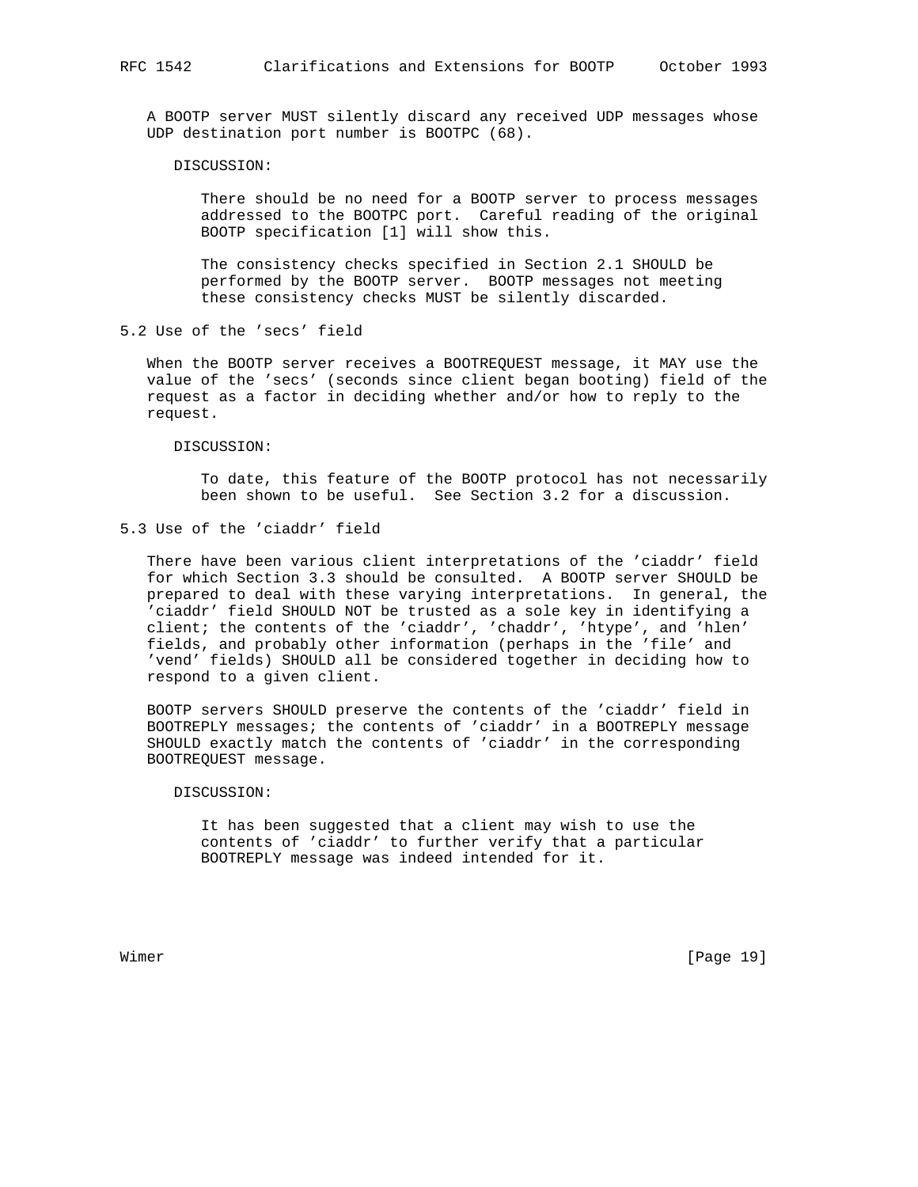A BOOTP server MUST silently discard any received UDP messages whose UDP destination port number is BOOTPC (68).

DISCUSSION:

There should be no need for a BOOTP server to process messages addressed to the BOOTPC port. Careful reading of the original BOOTP specification [1] will show this.

The consistency checks specified in Section 2.1 SHOULD be performed by the BOOTP server. BOOTP messages not meeting these consistency checks MUST be silently discarded.

## 5.2 Use of the 'secs' field

When the BOOTP server receives a BOOTREQUEST message, it MAY use the value of the 'secs' (seconds since client began booting) field of the request as a factor in deciding whether and/or how to reply to the request.

DISCUSSION:

To date, this feature of the BOOTP protocol has not necessarily been shown to be useful. See Section 3.2 for a discussion.

## 5.3 Use of the 'ciaddr' field

There have been various client interpretations of the 'ciaddr' field for which Section 3.3 should be consulted. A BOOTP server SHOULD be prepared to deal with these varying interpretations. In general, the 'ciaddr' field SHOULD NOT be trusted as a sole key in identifying a client; the contents of the 'ciaddr', 'chaddr', 'htype', and 'hlen' fields, and probably other information (perhaps in the 'file' and 'vend' fields) SHOULD all be considered together in deciding how to respond to a given client.

BOOTP servers SHOULD preserve the contents of the 'ciaddr' field in BOOTREPLY messages; the contents of 'ciaddr' in a BOOTREPLY message SHOULD exactly match the contents of 'ciaddr' in the corresponding BOOTREQUEST message.

DISCUSSION:

It has been suggested that a client may wish to use the contents of 'ciaddr' to further verify that a particular BOOTREPLY message was indeed intended for it.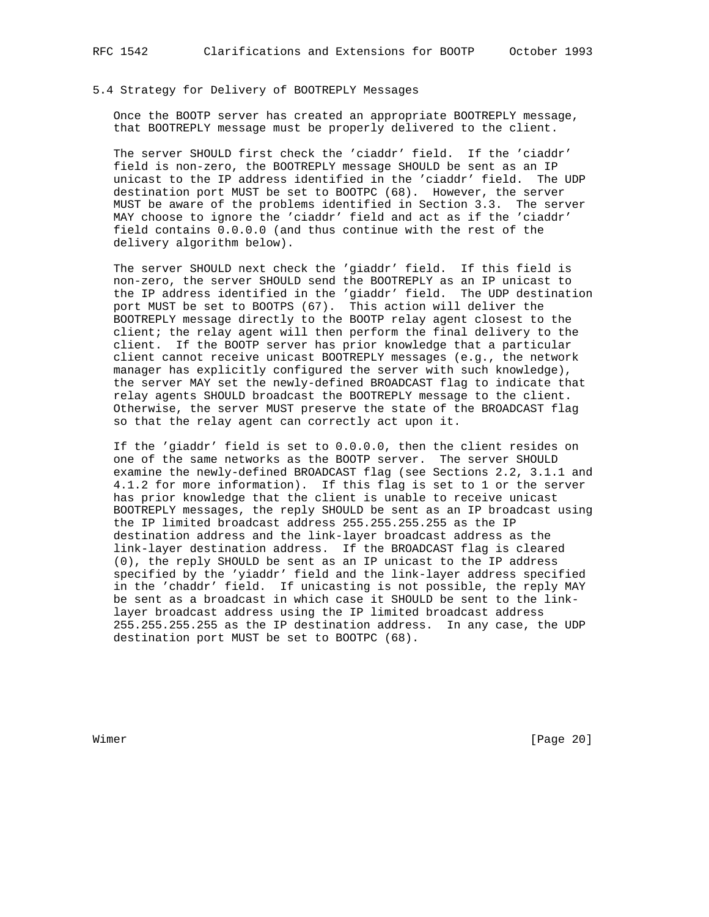## 5.4 Strategy for Delivery of BOOTREPLY Messages

Once the BOOTP server has created an appropriate BOOTREPLY message, that BOOTREPLY message must be properly delivered to the client.

The server SHOULD first check the 'ciaddr' field. If the 'ciaddr' field is non-zero, the BOOTREPLY message SHOULD be sent as an IP unicast to the IP address identified in the 'ciaddr' field. The UDP destination port MUST be set to BOOTPC (68). However, the server MUST be aware of the problems identified in Section 3.3. The server MAY choose to ignore the 'ciaddr' field and act as if the 'ciaddr' field contains 0.0.0.0 (and thus continue with the rest of the delivery algorithm below).

The server SHOULD next check the 'giaddr' field. If this field is non-zero, the server SHOULD send the BOOTREPLY as an IP unicast to the IP address identified in the 'giaddr' field. The UDP destination port MUST be set to BOOTPS (67). This action will deliver the BOOTREPLY message directly to the BOOTP relay agent closest to the client; the relay agent will then perform the final delivery to the client. If the BOOTP server has prior knowledge that a particular client cannot receive unicast BOOTREPLY messages (e.g., the network manager has explicitly configured the server with such knowledge), the server MAY set the newly-defined BROADCAST flag to indicate that relay agents SHOULD broadcast the BOOTREPLY message to the client. Otherwise, the server MUST preserve the state of the BROADCAST flag so that the relay agent can correctly act upon it.

If the 'giaddr' field is set to 0.0.0.0, then the client resides on one of the same networks as the BOOTP server. The server SHOULD examine the newly-defined BROADCAST flag (see Sections 2.2, 3.1.1 and 4.1.2 for more information). If this flag is set to 1 or the server has prior knowledge that the client is unable to receive unicast BOOTREPLY messages, the reply SHOULD be sent as an IP broadcast using the IP limited broadcast address 255.255.255.255 as the IP destination address and the link-layer broadcast address as the link-layer destination address. If the BROADCAST flag is cleared (0), the reply SHOULD be sent as an IP unicast to the IP address specified by the 'yiaddr' field and the link-layer address specified in the 'chaddr' field. If unicasting is not possible, the reply MAY be sent as a broadcast in which case it SHOULD be sent to the link-layer broadcast address using the IP limited broadcast address 255.255.255.255 as the IP destination address. In any case, the UDP destination port MUST be set to BOOTPC (68).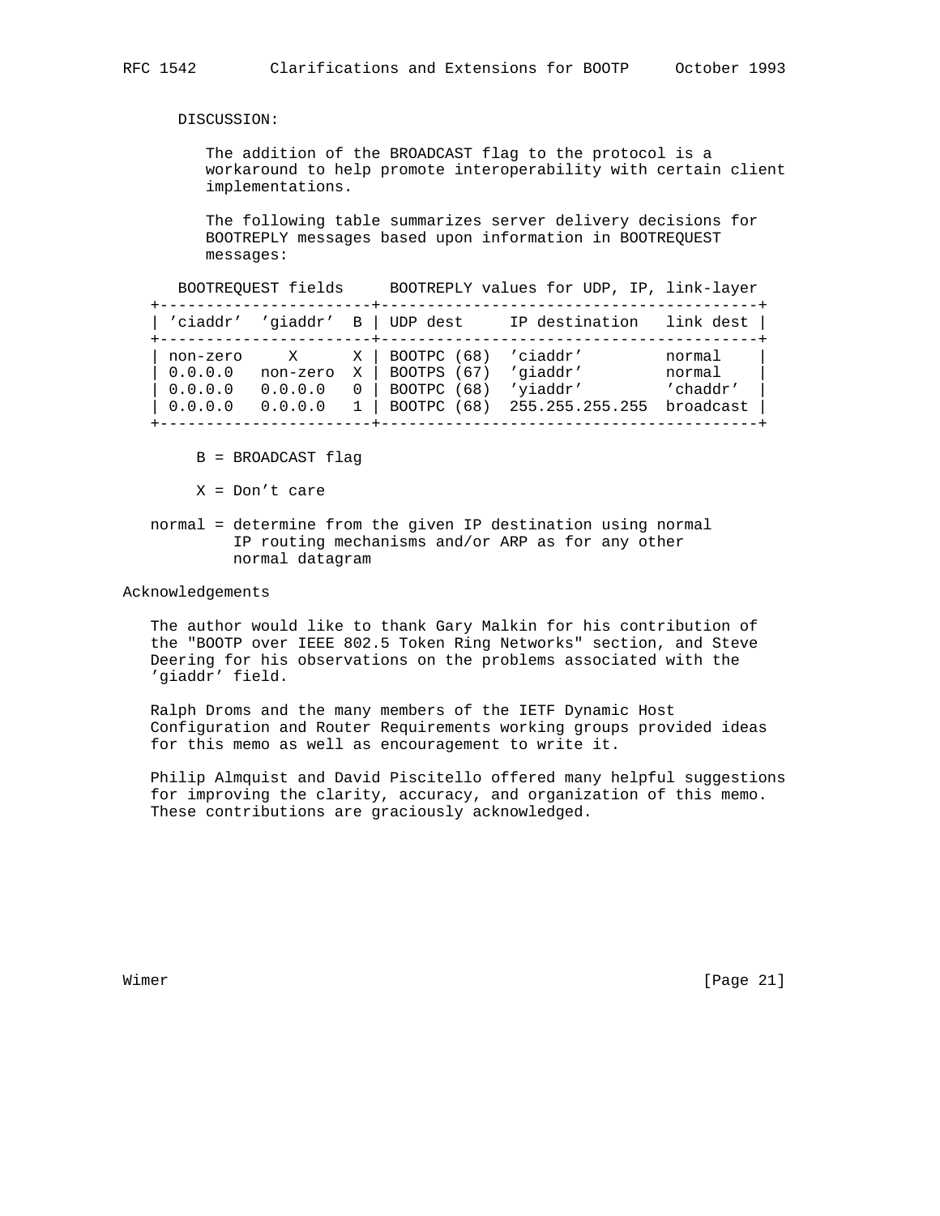DISCUSSION:

The addition of the BROADCAST flag to the protocol is a workaround to help promote interoperability with certain client implementations.

The following table summarizes server delivery decisions for BOOTREPLY messages based upon information in BOOTREQUEST messages:

| BOOTREQUEST fields | | | BOOTREPLY values for UDP, IP, link-layer | | |
|---|---|---|---|---|---|
| 'ciaddr' | 'giaddr' | B | UDP dest | IP destination | link dest |
| non-zero | X | X | BOOTPC (68) | 'ciaddr' | normal |
| 0.0.0.0 | non-zero | X | BOOTPS (67) | 'giaddr' | normal |
| 0.0.0.0 | 0.0.0.0 | 0 | BOOTPC (68) | 'yiaddr' | 'chaddr' |
| 0.0.0.0 | 0.0.0.0 | 1 | BOOTPC (68) | 255.255.255.255 | broadcast |

B = BROADCAST flag

X = Don't care

normal = determine from the given IP destination using normal IP routing mechanisms and/or ARP as for any other normal datagram

## Acknowledgements

The author would like to thank Gary Malkin for his contribution of the "BOOTP over IEEE 802.5 Token Ring Networks" section, and Steve Deering for his observations on the problems associated with the 'giaddr' field.

Ralph Droms and the many members of the IETF Dynamic Host Configuration and Router Requirements working groups provided ideas for this memo as well as encouragement to write it.

Philip Almquist and David Piscitello offered many helpful suggestions for improving the clarity, accuracy, and organization of this memo. These contributions are graciously acknowledged.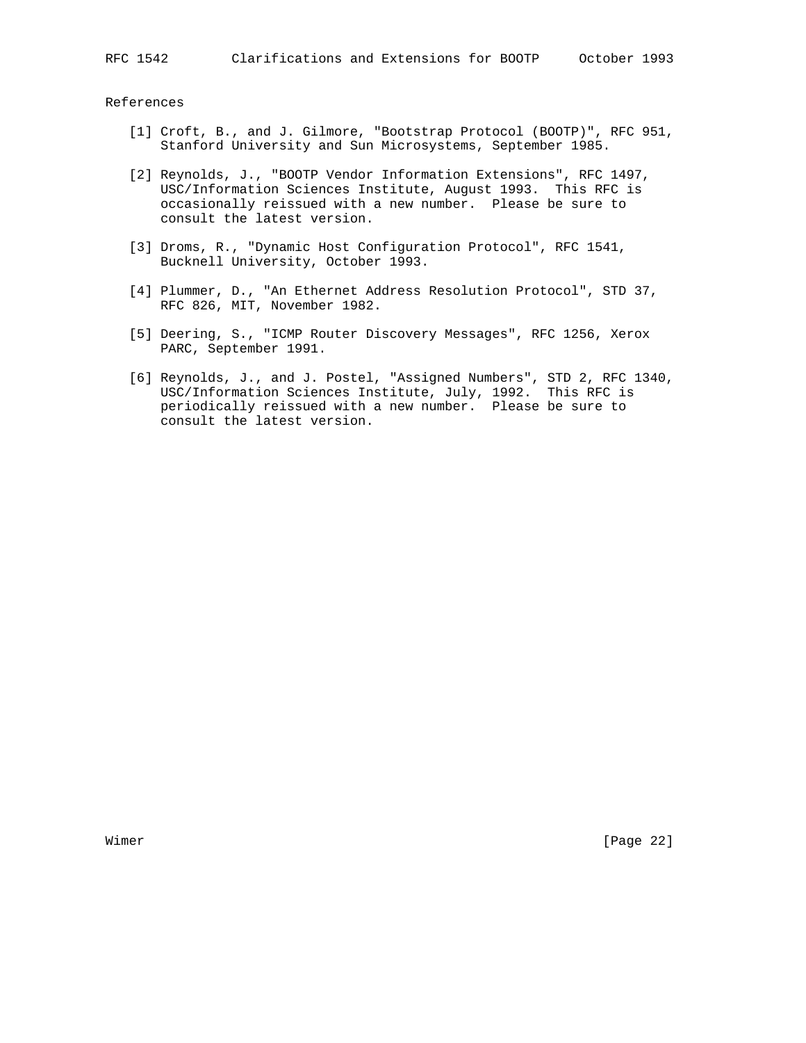## References

[1] Croft, B., and J. Gilmore, "Bootstrap Protocol (BOOTP)", RFC 951, Stanford University and Sun Microsystems, September 1985.

[2] Reynolds, J., "BOOTP Vendor Information Extensions", RFC 1497, USC/Information Sciences Institute, August 1993. This RFC is occasionally reissued with a new number. Please be sure to consult the latest version.

[3] Droms, R., "Dynamic Host Configuration Protocol", RFC 1541, Bucknell University, October 1993.

[4] Plummer, D., "An Ethernet Address Resolution Protocol", STD 37, RFC 826, MIT, November 1982.

[5] Deering, S., "ICMP Router Discovery Messages", RFC 1256, Xerox PARC, September 1991.

[6] Reynolds, J., and J. Postel, "Assigned Numbers", STD 2, RFC 1340, USC/Information Sciences Institute, July, 1992. This RFC is periodically reissued with a new number. Please be sure to consult the latest version.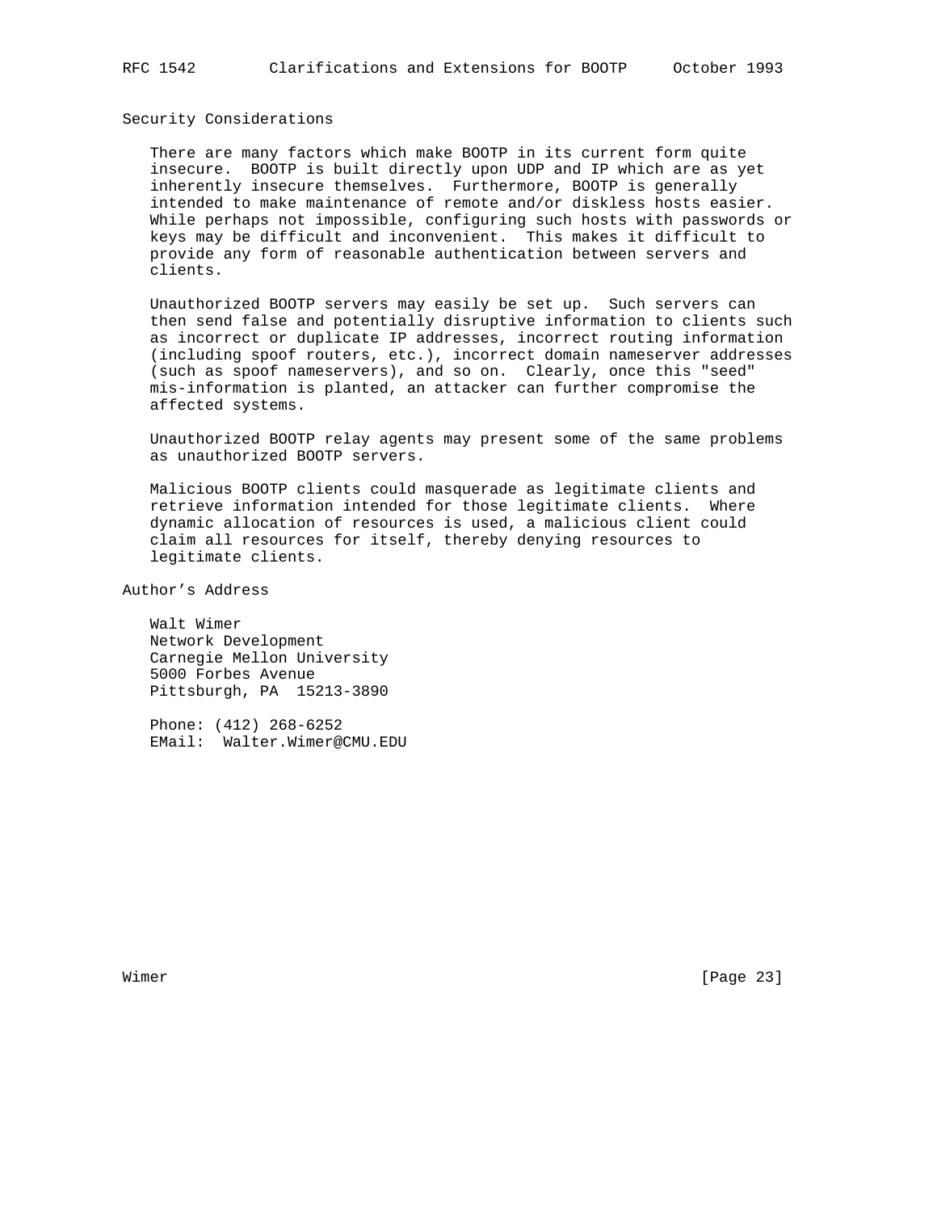## Security Considerations

There are many factors which make BOOTP in its current form quite insecure. BOOTP is built directly upon UDP and IP which are as yet inherently insecure themselves. Furthermore, BOOTP is generally intended to make maintenance of remote and/or diskless hosts easier. While perhaps not impossible, configuring such hosts with passwords or keys may be difficult and inconvenient. This makes it difficult to provide any form of reasonable authentication between servers and clients.

Unauthorized BOOTP servers may easily be set up. Such servers can then send false and potentially disruptive information to clients such as incorrect or duplicate IP addresses, incorrect routing information (including spoof routers, etc.), incorrect domain nameserver addresses (such as spoof nameservers), and so on. Clearly, once this "seed" mis-information is planted, an attacker can further compromise the affected systems.

Unauthorized BOOTP relay agents may present some of the same problems as unauthorized BOOTP servers.

Malicious BOOTP clients could masquerade as legitimate clients and retrieve information intended for those legitimate clients. Where dynamic allocation of resources is used, a malicious client could claim all resources for itself, thereby denying resources to legitimate clients.

## Author's Address

Walt Wimer  
Network Development  
Carnegie Mellon University  
5000 Forbes Avenue  
Pittsburgh, PA 15213-3890

Phone: (412) 268-6252  
EMail: Walter.Wimer@CMU.EDU